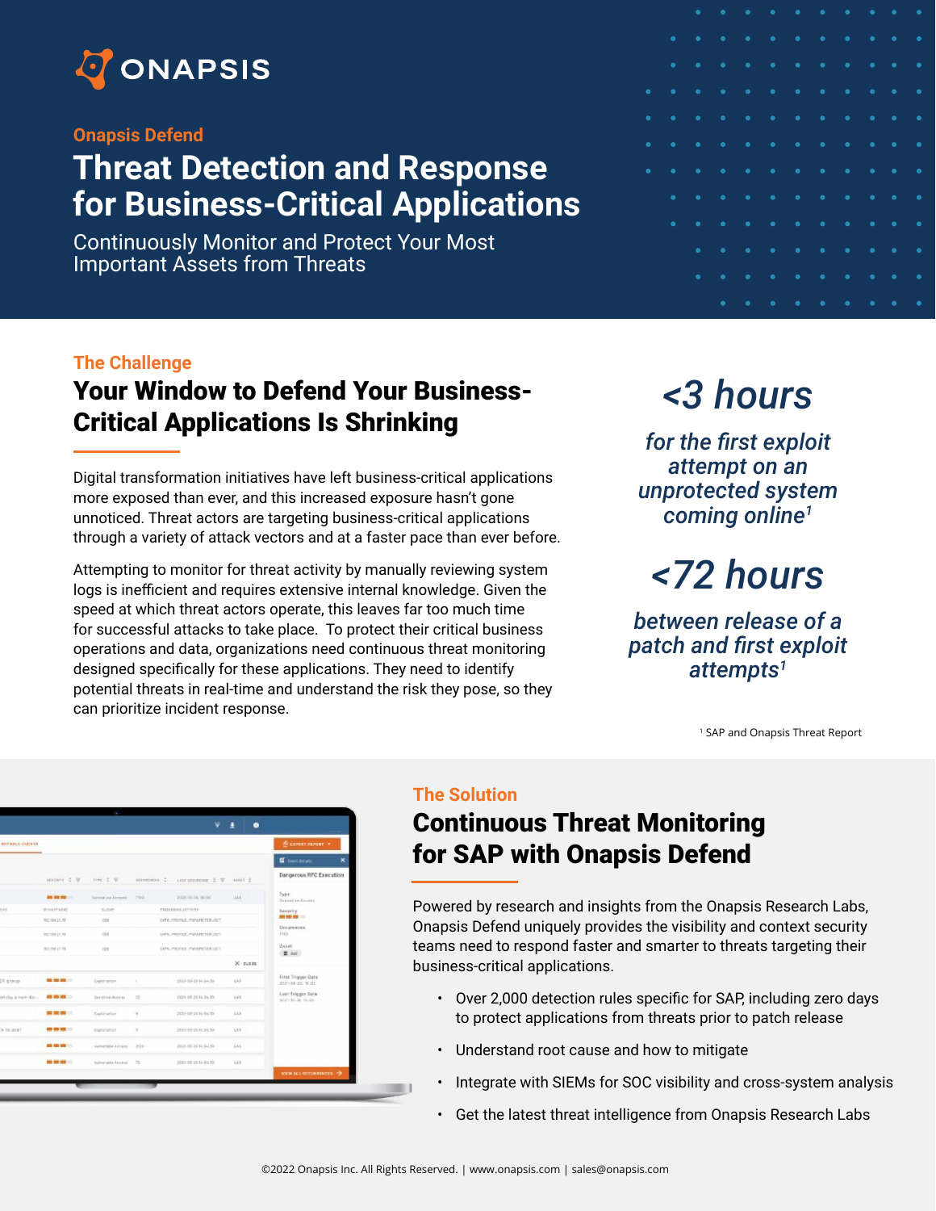ONAPSIS

**Onapsis Defend**

# Threat Detection and Response for Business-Critical Applications

Continuously Monitor and Protect Your Most Important Assets from Threats

**The Challenge**

## Your Window to Defend Your Business-Critical Applications Is Shrinking

Digital transformation initiatives have left business-critical applications more exposed than ever, and this increased exposure hasn't gone unnoticed. Threat actors are targeting business-critical applications through a variety of attack vectors and at a faster pace than ever before.

Attempting to monitor for threat activity by manually reviewing system logs is inefficient and requires extensive internal knowledge. Given the speed at which threat actors operate, this leaves far too much time for successful attacks to take place. To protect their critical business operations and data, organizations need continuous threat monitoring designed specifically for these applications. They need to identify potential threats in real-time and understand the risk they pose, so they can prioritize incident response.

***<3 hours***

*for the first exploit attempt on an unprotected system coming online[1]*

***<72 hours***

*between release of a patch and first exploit attempts[1]*

[1] SAP and Onapsis Threat Report

**The Solution**

## Continuous Threat Monitoring for SAP with Onapsis Defend

Powered by research and insights from the Onapsis Research Labs, Onapsis Defend uniquely provides the visibility and context security teams need to respond faster and smarter to threats targeting their business-critical applications.

- Over 2,000 detection rules specific for SAP, including zero days to protect applications from threats prior to patch release
- Understand root cause and how to mitigate
- Integrate with SIEMs for SOC visibility and cross-system analysis
- Get the latest threat intelligence from Onapsis Research Labs

©2022 Onapsis Inc. All Rights Reserved. | www.onapsis.com | sales@onapsis.com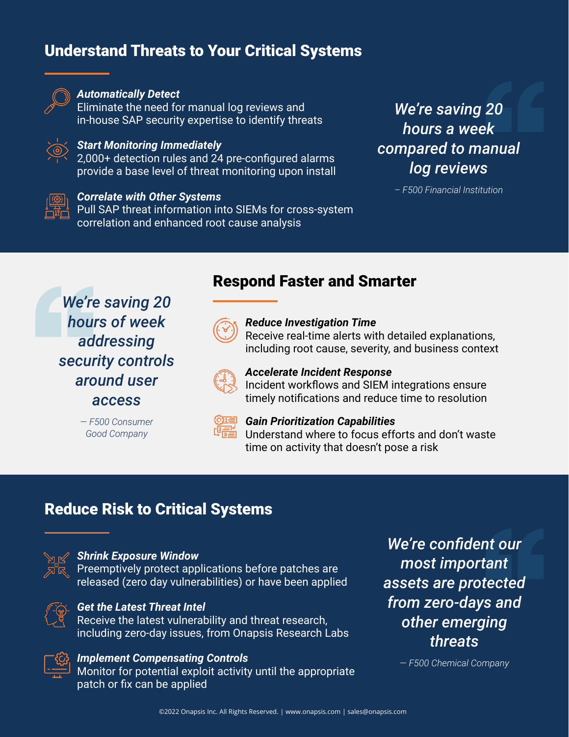## Understand Threats to Your Critical Systems

***Automatically Detect***
Eliminate the need for manual log reviews and in-house SAP security expertise to identify threats

***Start Monitoring Immediately***
2,000+ detection rules and 24 pre-configured alarms provide a base level of threat monitoring upon install

***Correlate with Other Systems***
Pull SAP threat information into SIEMs for cross-system correlation and enhanced root cause analysis

> *We're saving 20 hours a week compared to manual log reviews*
>
> *– F500 Financial Institution*

## Respond Faster and Smarter

> *We're saving 20 hours of week addressing security controls around user access*
>
> *— F500 Consumer Good Company*

***Reduce Investigation Time***
Receive real-time alerts with detailed explanations, including root cause, severity, and business context

***Accelerate Incident Response***
Incident workflows and SIEM integrations ensure timely notifications and reduce time to resolution

***Gain Prioritization Capabilities***
Understand where to focus efforts and don't waste time on activity that doesn't pose a risk

## Reduce Risk to Critical Systems

***Shrink Exposure Window***
Preemptively protect applications before patches are released (zero day vulnerabilities) or have been applied

***Get the Latest Threat Intel***
Receive the latest vulnerability and threat research, including zero-day issues, from Onapsis Research Labs

***Implement Compensating Controls***
Monitor for potential exploit activity until the appropriate patch or fix can be applied

> *We're confident our most important assets are protected from zero-days and other emerging threats*
>
> *— F500 Chemical Company*

©2022 Onapsis Inc. All Rights Reserved. | www.onapsis.com | sales@onapsis.com